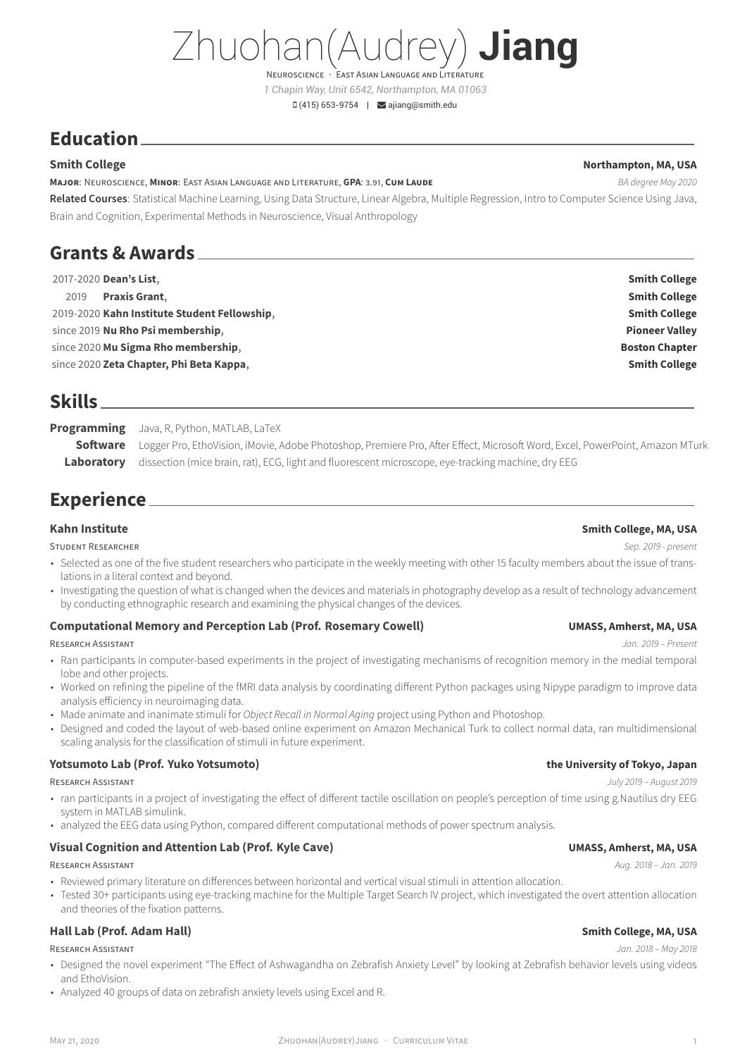# Zhuohan(Audrey) **Jiang**

Neuroscience · East Asian Language and Literature

*1 Chapin Way, Unit 6542, Northampton, MA 01063*

(415) 653-9754 | ajiang@smith.edu

## Education

**Smith College** — **Northampton, MA, USA**

**Major**: Neuroscience, **Minor**: East Asian Language and Literature, **GPA**: 3.91, **Cum Laude** — *BA degree May 2020*

**Related Courses**: Statistical Machine Learning, Using Data Structure, Linear Algebra, Multiple Regression, Intro to Computer Science Using Java, Brain and Cognition, Experimental Methods in Neuroscience, Visual Anthropology

## Grants & Awards

| | | |
|---|---|---|
| 2017-2020 | **Dean's List**, | **Smith College** |
| 2019 | **Praxis Grant**, | **Smith College** |
| 2019-2020 | **Kahn Institute Student Fellowship**, | **Smith College** |
| since 2019 | **Nu Rho Psi membership**, | **Pioneer Valley** |
| since 2020 | **Mu Sigma Rho membership**, | **Boston Chapter** |
| since 2020 | **Zeta Chapter, Phi Beta Kappa**, | **Smith College** |

## Skills

**Programming** Java, R, Python, MATLAB, LaTeX

**Software** Logger Pro, EthoVision, iMovie, Adobe Photoshop, Premiere Pro, After Effect, Microsoft Word, Excel, PowerPoint, Amazon MTurk

**Laboratory** dissection (mice brain, rat), ECG, light and fluorescent microscope, eye-tracking machine, dry EEG

## Experience

### Kahn Institute — Smith College, MA, USA

Student Researcher — *Sep. 2019 - present*

- Selected as one of the five student researchers who participate in the weekly meeting with other 15 faculty members about the issue of translations in a literal context and beyond.
- Investigating the question of what is changed when the devices and materials in photography develop as a result of technology advancement by conducting ethnographic research and examining the physical changes of the devices.

### Computational Memory and Perception Lab (Prof. Rosemary Cowell) — UMASS, Amherst, MA, USA

Research Assistant — *Jan. 2019 – Present*

- Ran participants in computer-based experiments in the project of investigating mechanisms of recognition memory in the medial temporal lobe and other projects.
- Worked on refining the pipeline of the fMRI data analysis by coordinating different Python packages using Nipype paradigm to improve data analysis efficiency in neuroimaging data.
- Made animate and inanimate stimuli for *Object Recall in Normal Aging* project using Python and Photoshop.
- Designed and coded the layout of web-based online experiment on Amazon Mechanical Turk to collect normal data, ran multidimensional scaling analysis for the classification of stimuli in future experiment.

### Yotsumoto Lab (Prof. Yuko Yotsumoto) — the University of Tokyo, Japan

Research Assistant — *July 2019 – August 2019*

- ran participants in a project of investigating the effect of different tactile oscillation on people's perception of time using g.Nautilus dry EEG system in MATLAB simulink.
- analyzed the EEG data using Python, compared different computational methods of power spectrum analysis.

### Visual Cognition and Attention Lab (Prof. Kyle Cave) — UMASS, Amherst, MA, USA

Research Assistant — *Aug. 2018 – Jan. 2019*

- Reviewed primary literature on differences between horizontal and vertical visual stimuli in attention allocation.
- Tested 30+ participants using eye-tracking machine for the Multiple Target Search IV project, which investigated the overt attention allocation and theories of the fixation patterns.

### Hall Lab (Prof. Adam Hall) — Smith College, MA, USA

Research Assistant — *Jan. 2018 – May 2018*

- Designed the novel experiment "The Effect of Ashwagandha on Zebrafish Anxiety Level" by looking at Zebrafish behavior levels using videos and EthoVision.
- Analyzed 40 groups of data on zebrafish anxiety levels using Excel and R.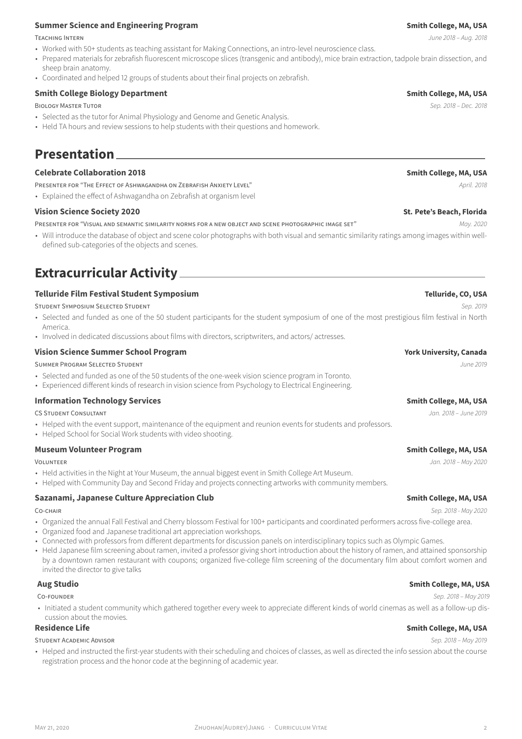### Summer Science and Engineering Program — Smith College, MA, USA

Teaching Intern — *June 2018 – Aug. 2018*

- Worked with 50+ students as teaching assistant for Making Connections, an intro-level neuroscience class.
- Prepared materials for zebrafish fluorescent microscope slices (transgenic and antibody), mice brain extraction, tadpole brain dissection, and sheep brain anatomy.
- Coordinated and helped 12 groups of students about their final projects on zebrafish.

### Smith College Biology Department — Smith College, MA, USA

Biology Master Tutor — *Sep. 2018 – Dec. 2018*

- Selected as the tutor for Animal Physiology and Genome and Genetic Analysis.
- Held TA hours and review sessions to help students with their questions and homework.

## Presentation

### Celebrate Collaboration 2018 — Smith College, MA, USA

Presenter for "The Effect of Ashwagandha on Zebrafish Anxiety Level" — *April. 2018*

- Explained the effect of Ashwagandha on Zebrafish at organism level

### Vision Science Society 2020 — St. Pete's Beach, Florida

Presenter for "Visual and semantic similarity norms for a new object and scene photographic image set" — *May. 2020*

- Will introduce the database of object and scene color photographs with both visual and semantic similarity ratings among images within well-defined sub-categories of the objects and scenes.

## Extracurricular Activity

### Telluride Film Festival Student Symposium — Telluride, CO, USA

Student Symposium Selected Student — *Sep. 2019*

- Selected and funded as one of the 50 student participants for the student symposium of one of the most prestigious film festival in North America.
- Involved in dedicated discussions about films with directors, scriptwriters, and actors/ actresses.

### Vision Science Summer School Program — York University, Canada

Summer Program Selected Student — *June 2019*

- Selected and funded as one of the 50 students of the one-week vision science program in Toronto.
- Experienced different kinds of research in vision science from Psychology to Electrical Engineering.

### Information Technology Services — Smith College, MA, USA

CS Student Consultant — *Jan. 2018 – June 2019*

- Helped with the event support, maintenance of the equipment and reunion events for students and professors.
- Helped School for Social Work students with video shooting.

### Museum Volunteer Program — Smith College, MA, USA

Volunteer — *Jan. 2018 – May 2020*

- Held activities in the Night at Your Museum, the annual biggest event in Smith College Art Museum.
- Helped with Community Day and Second Friday and projects connecting artworks with community members.

### Sazanami, Japanese Culture Appreciation Club — Smith College, MA, USA

Co-chair — *Sep. 2018 - May 2020*

- Organized the annual Fall Festival and Cherry blossom Festival for 100+ participants and coordinated performers across five-college area.
- Organized food and Japanese traditional art appreciation workshops.
- Connected with professors from different departments for discussion panels on interdisciplinary topics such as Olympic Games.
- Held Japanese film screening about ramen, invited a professor giving short introduction about the history of ramen, and attained sponsorship by a downtown ramen restaurant with coupons; organized five-college film screening of the documentary film about comfort women and invited the director to give talks

### Aug Studio — Smith College, MA, USA

Co-founder — *Sep. 2018 – May 2019*

- Initiated a student community which gathered together every week to appreciate different kinds of world cinemas as well as a follow-up discussion about the movies.

### Residence Life — Smith College, MA, USA

Student Academic Advisor — *Sep. 2018 – May 2019*

- Helped and instructed the first-year students with their scheduling and choices of classes, as well as directed the info session about the course registration process and the honor code at the beginning of academic year.